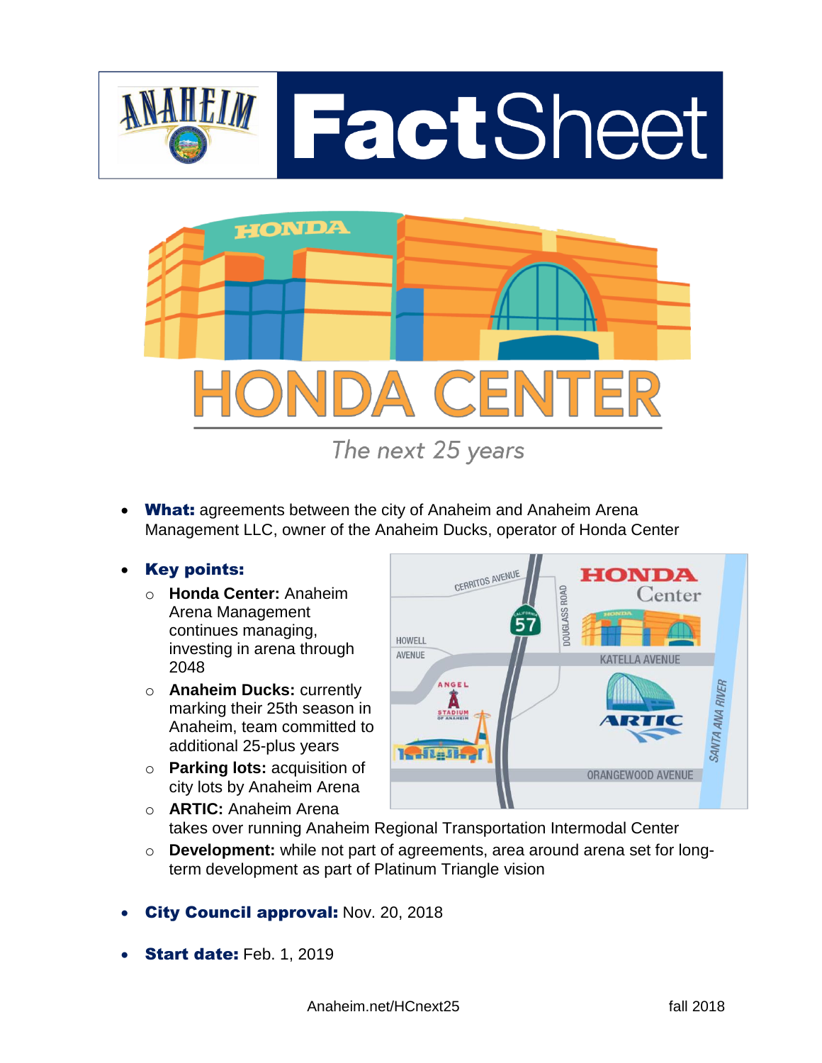# ANAHEIM FactSheet

# HONDA CENTER

*The next 25 years*

- **What:** agreements between the city of Anaheim and Anaheim Arena Management LLC, owner of the Anaheim Ducks, operator of Honda Center
- **Key points:**
  - **Honda Center:** Anaheim Arena Management continues managing, investing in arena through 2048
  - **Anaheim Ducks:** currently marking their 25th season in Anaheim, team committed to additional 25-plus years
  - **Parking lots:** acquisition of city lots by Anaheim Arena
  - **ARTIC:** Anaheim Arena takes over running Anaheim Regional Transportation Intermodal Center
  - **Development:** while not part of agreements, area around arena set for long-term development as part of Platinum Triangle vision
- **City Council approval:** Nov. 20, 2018
- **Start date:** Feb. 1, 2019

Anaheim.net/HCnext25

fall 2018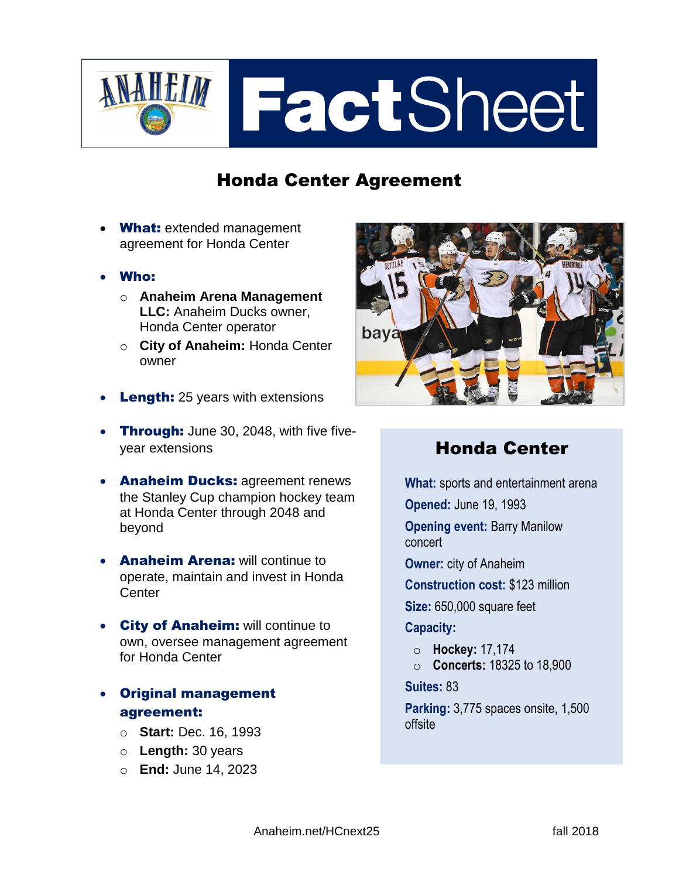# Anaheim FactSheet

## Honda Center Agreement

- **What:** extended management agreement for Honda Center
- **Who:**
  - **Anaheim Arena Management LLC:** Anaheim Ducks owner, Honda Center operator
  - **City of Anaheim:** Honda Center owner
- **Length:** 25 years with extensions
- **Through:** June 30, 2048, with five five-year extensions
- **Anaheim Ducks:** agreement renews the Stanley Cup champion hockey team at Honda Center through 2048 and beyond
- **Anaheim Arena:** will continue to operate, maintain and invest in Honda Center
- **City of Anaheim:** will continue to own, oversee management agreement for Honda Center
- **Original management agreement:**
  - **Start:** Dec. 16, 1993
  - **Length:** 30 years
  - **End:** June 14, 2023

## Honda Center

**What:** sports and entertainment arena

**Opened:** June 19, 1993

**Opening event:** Barry Manilow concert

**Owner:** city of Anaheim

**Construction cost:** $123 million

**Size:** 650,000 square feet

**Capacity:**

- **Hockey:** 17,174
- **Concerts:** 18325 to 18,900

**Suites:** 83

**Parking:** 3,775 spaces onsite, 1,500 offsite

Anaheim.net/HCnext25

fall 2018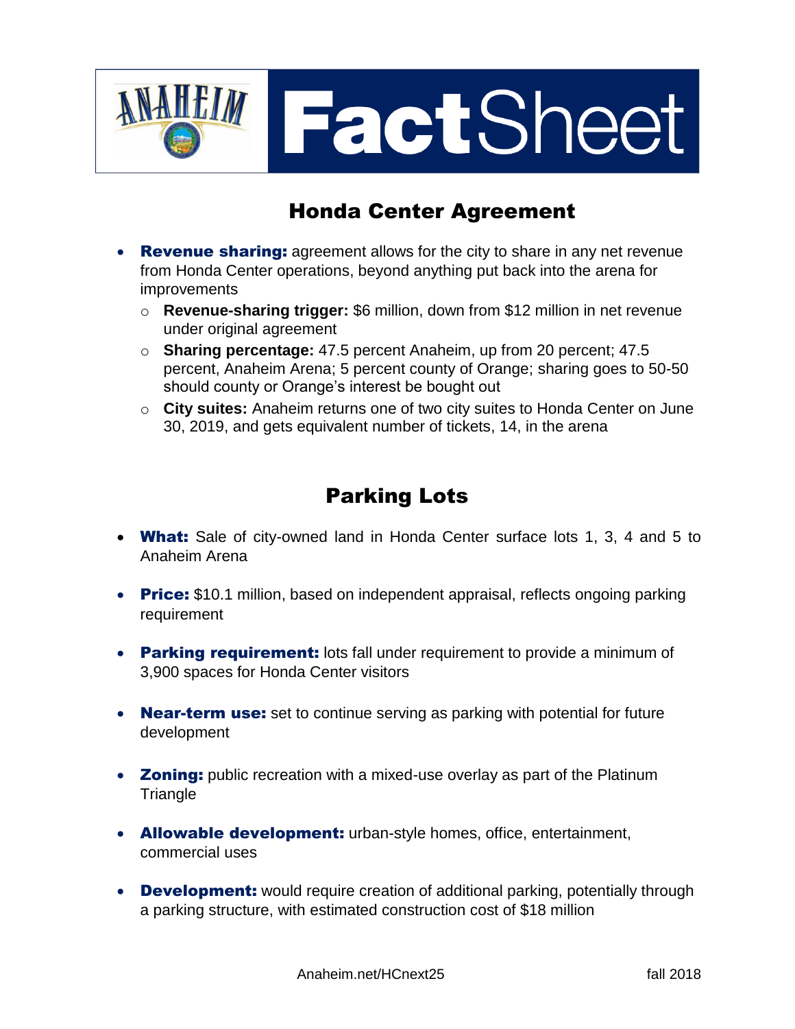# Anaheim FactSheet

## Honda Center Agreement

- **Revenue sharing:** agreement allows for the city to share in any net revenue from Honda Center operations, beyond anything put back into the arena for improvements
  - **Revenue-sharing trigger:** $6 million, down from $12 million in net revenue under original agreement
  - **Sharing percentage:** 47.5 percent Anaheim, up from 20 percent; 47.5 percent, Anaheim Arena; 5 percent county of Orange; sharing goes to 50-50 should county or Orange's interest be bought out
  - **City suites:** Anaheim returns one of two city suites to Honda Center on June 30, 2019, and gets equivalent number of tickets, 14, in the arena

## Parking Lots

- **What:** Sale of city-owned land in Honda Center surface lots 1, 3, 4 and 5 to Anaheim Arena
- **Price:** $10.1 million, based on independent appraisal, reflects ongoing parking requirement
- **Parking requirement:** lots fall under requirement to provide a minimum of 3,900 spaces for Honda Center visitors
- **Near-term use:** set to continue serving as parking with potential for future development
- **Zoning:** public recreation with a mixed-use overlay as part of the Platinum Triangle
- **Allowable development:** urban-style homes, office, entertainment, commercial uses
- **Development:** would require creation of additional parking, potentially through a parking structure, with estimated construction cost of $18 million

Anaheim.net/HCnext25 fall 2018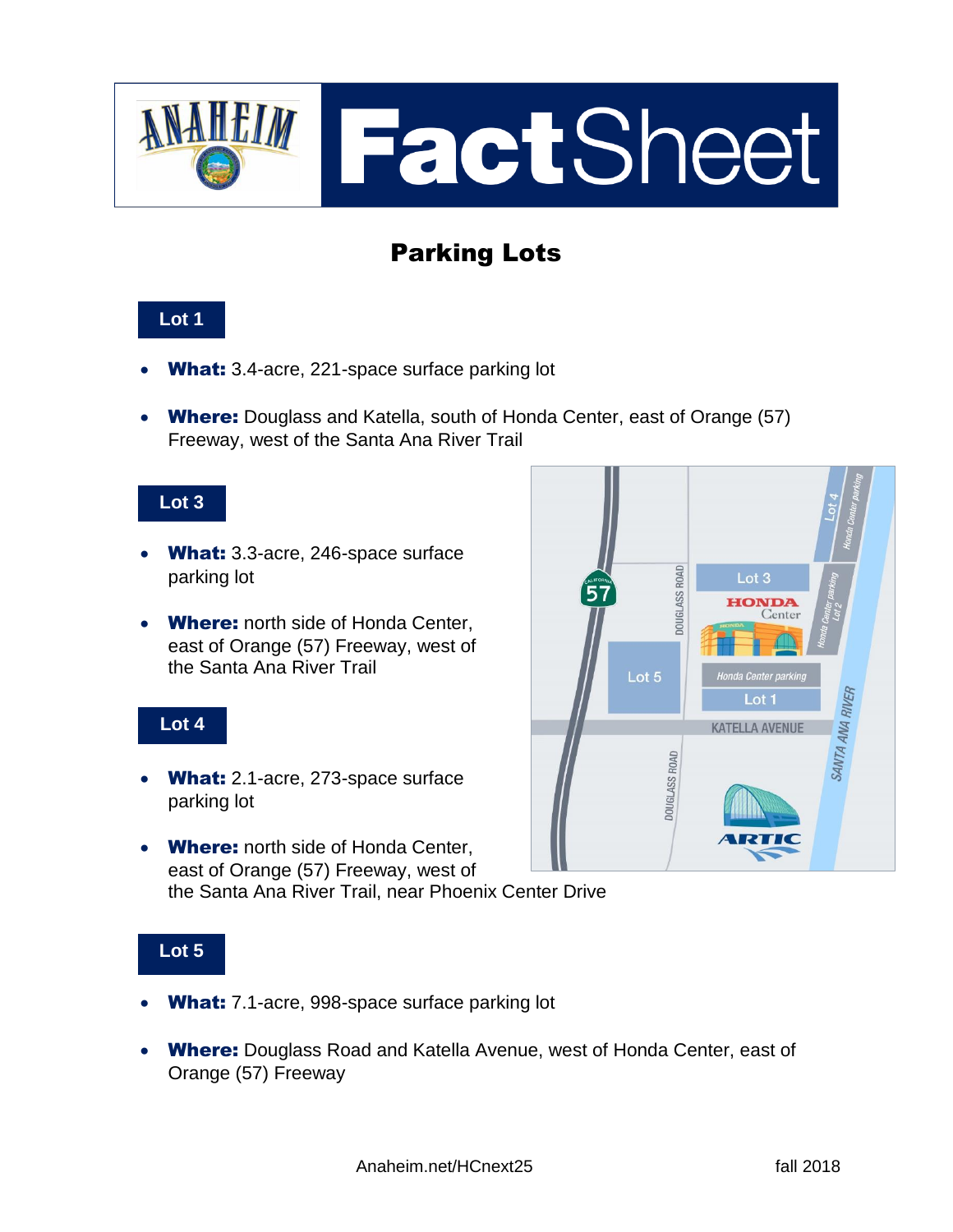# ANAHEIM FactSheet

## Parking Lots

### Lot 1

- **What:** 3.4-acre, 221-space surface parking lot
- **Where:** Douglass and Katella, south of Honda Center, east of Orange (57) Freeway, west of the Santa Ana River Trail

### Lot 3

- **What:** 3.3-acre, 246-space surface parking lot
- **Where:** north side of Honda Center, east of Orange (57) Freeway, west of the Santa Ana River Trail

### Lot 4

- **What:** 2.1-acre, 273-space surface parking lot
- **Where:** north side of Honda Center, east of Orange (57) Freeway, west of the Santa Ana River Trail, near Phoenix Center Drive

### Lot 5

- **What:** 7.1-acre, 998-space surface parking lot
- **Where:** Douglass Road and Katella Avenue, west of Honda Center, east of Orange (57) Freeway

Anaheim.net/HCnext25 fall 2018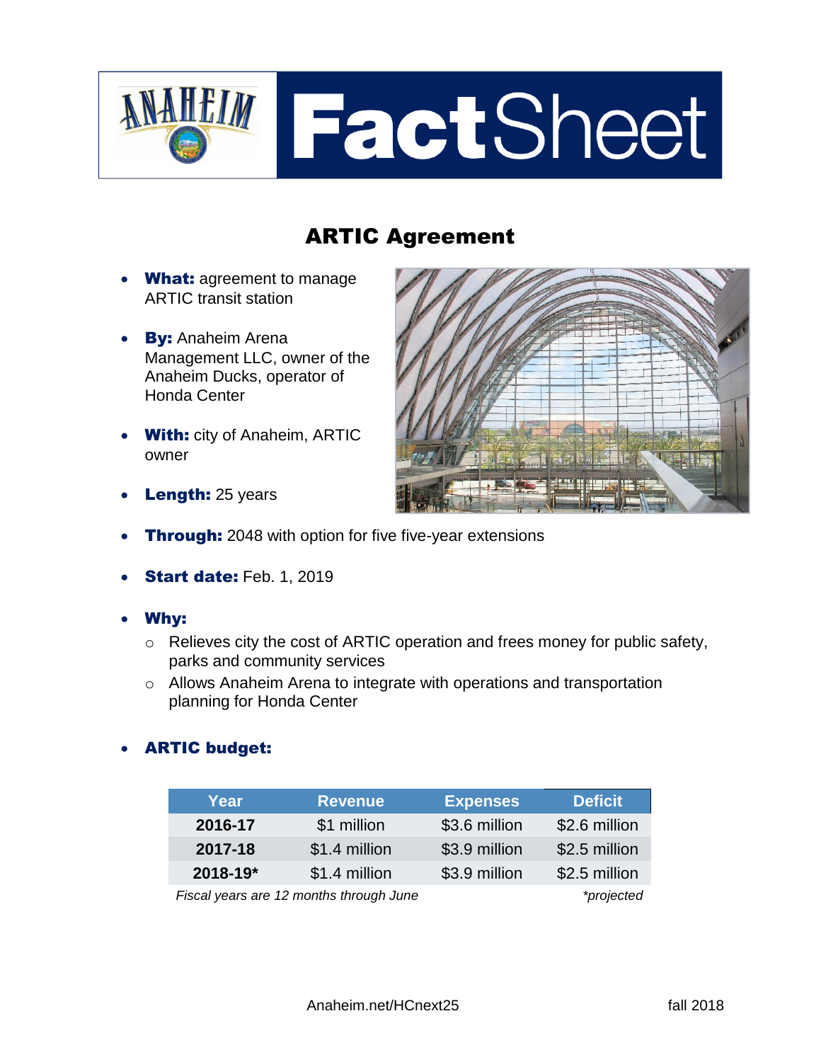# Anaheim FactSheet

## ARTIC Agreement

- **What:** agreement to manage ARTIC transit station
- **By:** Anaheim Arena Management LLC, owner of the Anaheim Ducks, operator of Honda Center
- **With:** city of Anaheim, ARTIC owner
- **Length:** 25 years
- **Through:** 2048 with option for five five-year extensions
- **Start date:** Feb. 1, 2019
- **Why:**
  - Relieves city the cost of ARTIC operation and frees money for public safety, parks and community services
  - Allows Anaheim Arena to integrate with operations and transportation planning for Honda Center
- **ARTIC budget:**

| Year | Revenue | Expenses | Deficit |
|---|---|---|---|
| **2016-17** | $1 million | $3.6 million | $2.6 million |
| **2017-18** | $1.4 million | $3.9 million | $2.5 million |
| **2018-19*** | $1.4 million | $3.9 million | $2.5 million |

*Fiscal years are 12 months through June* *\*projected*

Anaheim.net/HCnext25 fall 2018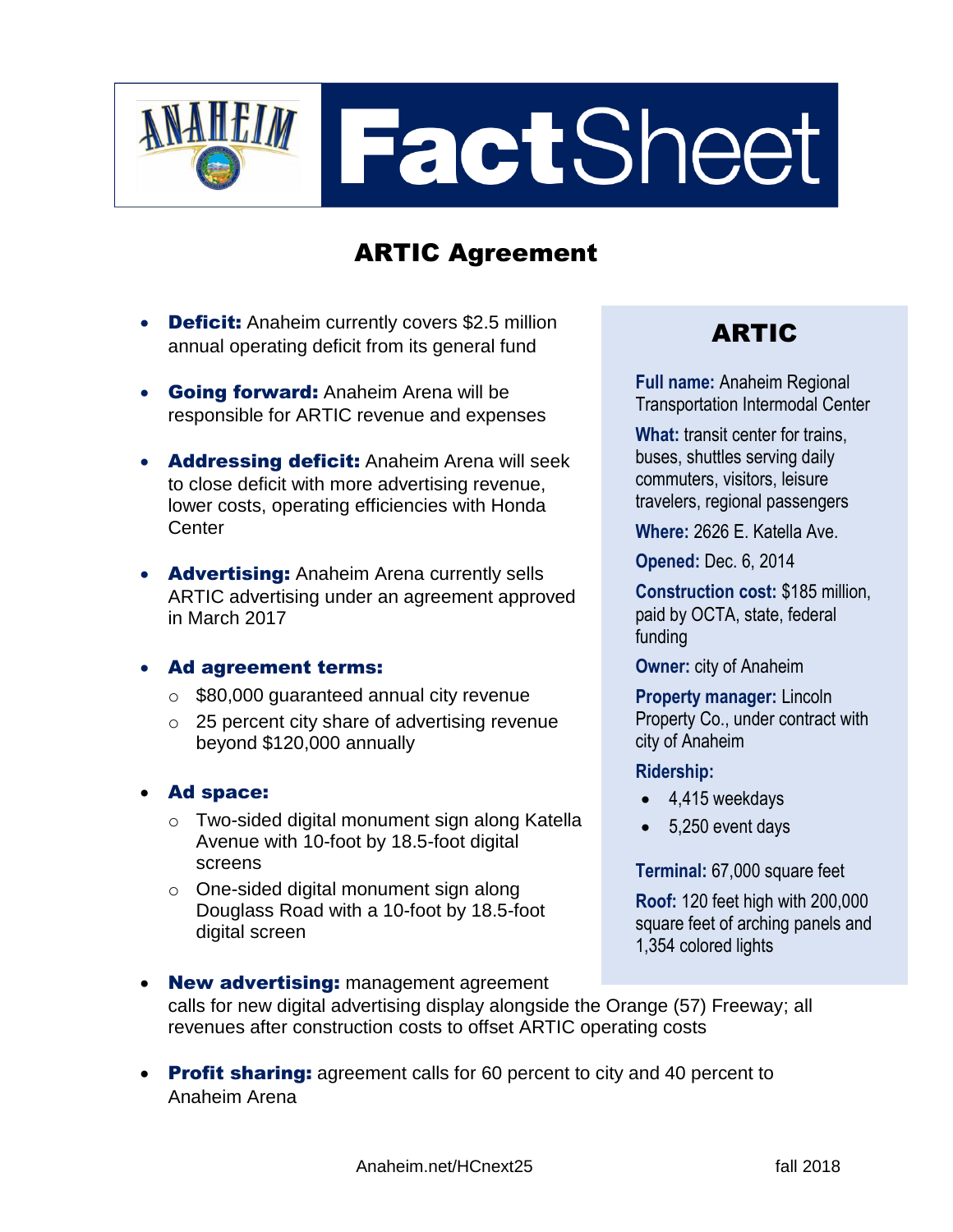# Anaheim FactSheet

## ARTIC Agreement

- **Deficit:** Anaheim currently covers $2.5 million annual operating deficit from its general fund
- **Going forward:** Anaheim Arena will be responsible for ARTIC revenue and expenses
- **Addressing deficit:** Anaheim Arena will seek to close deficit with more advertising revenue, lower costs, operating efficiencies with Honda Center
- **Advertising:** Anaheim Arena currently sells ARTIC advertising under an agreement approved in March 2017
- **Ad agreement terms:**
  - $80,000 guaranteed annual city revenue
  - 25 percent city share of advertising revenue beyond $120,000 annually
- **Ad space:**
  - Two-sided digital monument sign along Katella Avenue with 10-foot by 18.5-foot digital screens
  - One-sided digital monument sign along Douglass Road with a 10-foot by 18.5-foot digital screen
- **New advertising:** management agreement calls for new digital advertising display alongside the Orange (57) Freeway; all revenues after construction costs to offset ARTIC operating costs
- **Profit sharing:** agreement calls for 60 percent to city and 40 percent to Anaheim Arena

### ARTIC

**Full name:** Anaheim Regional Transportation Intermodal Center

**What:** transit center for trains, buses, shuttles serving daily commuters, visitors, leisure travelers, regional passengers

**Where:** 2626 E. Katella Ave.

**Opened:** Dec. 6, 2014

**Construction cost:** $185 million, paid by OCTA, state, federal funding

**Owner:** city of Anaheim

**Property manager:** Lincoln Property Co., under contract with city of Anaheim

**Ridership:**

- 4,415 weekdays
- 5,250 event days

**Terminal:** 67,000 square feet

**Roof:** 120 feet high with 200,000 square feet of arching panels and 1,354 colored lights

Anaheim.net/HCnext25 fall 2018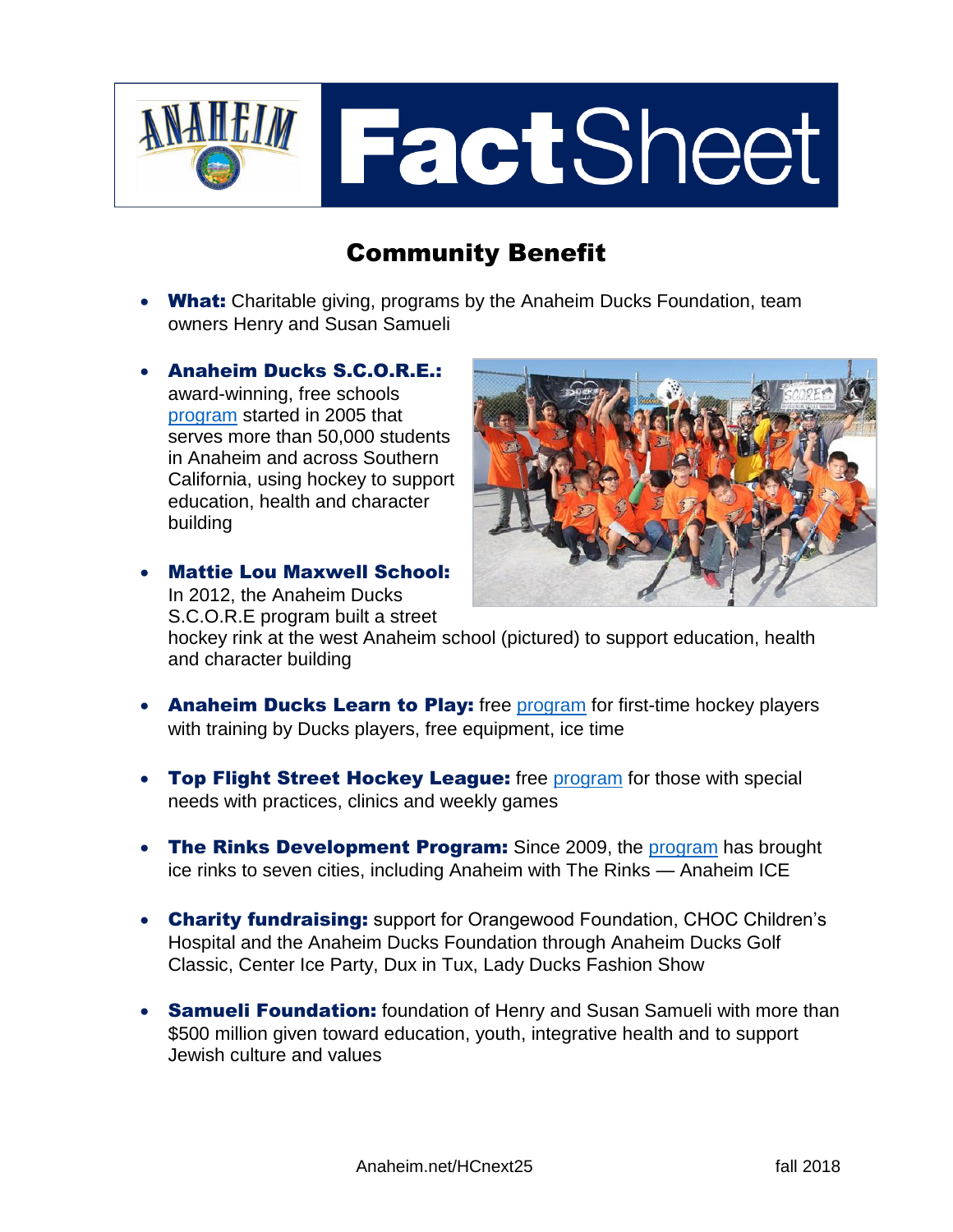# Anaheim FactSheet

## Community Benefit

- **What:** Charitable giving, programs by the Anaheim Ducks Foundation, team owners Henry and Susan Samueli
- **Anaheim Ducks S.C.O.R.E.:** award-winning, free schools program started in 2005 that serves more than 50,000 students in Anaheim and across Southern California, using hockey to support education, health and character building
- **Mattie Lou Maxwell School:** In 2012, the Anaheim Ducks S.C.O.R.E program built a street hockey rink at the west Anaheim school (pictured) to support education, health and character building
- **Anaheim Ducks Learn to Play:** free program for first-time hockey players with training by Ducks players, free equipment, ice time
- **Top Flight Street Hockey League:** free program for those with special needs with practices, clinics and weekly games
- **The Rinks Development Program:** Since 2009, the program has brought ice rinks to seven cities, including Anaheim with The Rinks — Anaheim ICE
- **Charity fundraising:** support for Orangewood Foundation, CHOC Children's Hospital and the Anaheim Ducks Foundation through Anaheim Ducks Golf Classic, Center Ice Party, Dux in Tux, Lady Ducks Fashion Show
- **Samueli Foundation:** foundation of Henry and Susan Samueli with more than $500 million given toward education, youth, integrative health and to support Jewish culture and values

Anaheim.net/HCnext25 fall 2018